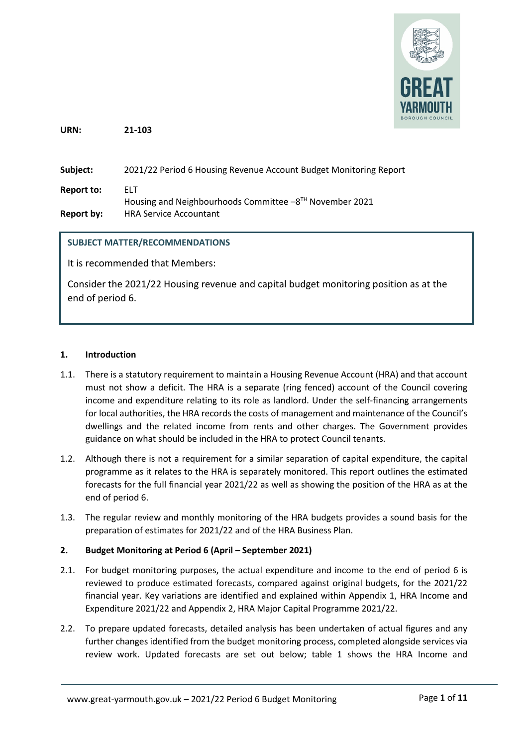**URN:** 21-103

**Subject:** 2021/22 Period 6 Housing Revenue Account Budget Monitoring Report

**Report to:** ELT
Housing and Neighbourhoods Committee –8TH November 2021

**Report by:** HRA Service Accountant

**SUBJECT MATTER/RECOMMENDATIONS**

It is recommended that Members:

Consider the 2021/22 Housing revenue and capital budget monitoring position as at the end of period 6.

## 1. Introduction

1.1. There is a statutory requirement to maintain a Housing Revenue Account (HRA) and that account must not show a deficit. The HRA is a separate (ring fenced) account of the Council covering income and expenditure relating to its role as landlord. Under the self-financing arrangements for local authorities, the HRA records the costs of management and maintenance of the Council's dwellings and the related income from rents and other charges. The Government provides guidance on what should be included in the HRA to protect Council tenants.

1.2. Although there is not a requirement for a similar separation of capital expenditure, the capital programme as it relates to the HRA is separately monitored. This report outlines the estimated forecasts for the full financial year 2021/22 as well as showing the position of the HRA as at the end of period 6.

1.3. The regular review and monthly monitoring of the HRA budgets provides a sound basis for the preparation of estimates for 2021/22 and of the HRA Business Plan.

## 2. Budget Monitoring at Period 6 (April – September 2021)

2.1. For budget monitoring purposes, the actual expenditure and income to the end of period 6 is reviewed to produce estimated forecasts, compared against original budgets, for the 2021/22 financial year. Key variations are identified and explained within Appendix 1, HRA Income and Expenditure 2021/22 and Appendix 2, HRA Major Capital Programme 2021/22.

2.2. To prepare updated forecasts, detailed analysis has been undertaken of actual figures and any further changes identified from the budget monitoring process, completed alongside services via review work. Updated forecasts are set out below; table 1 shows the HRA Income and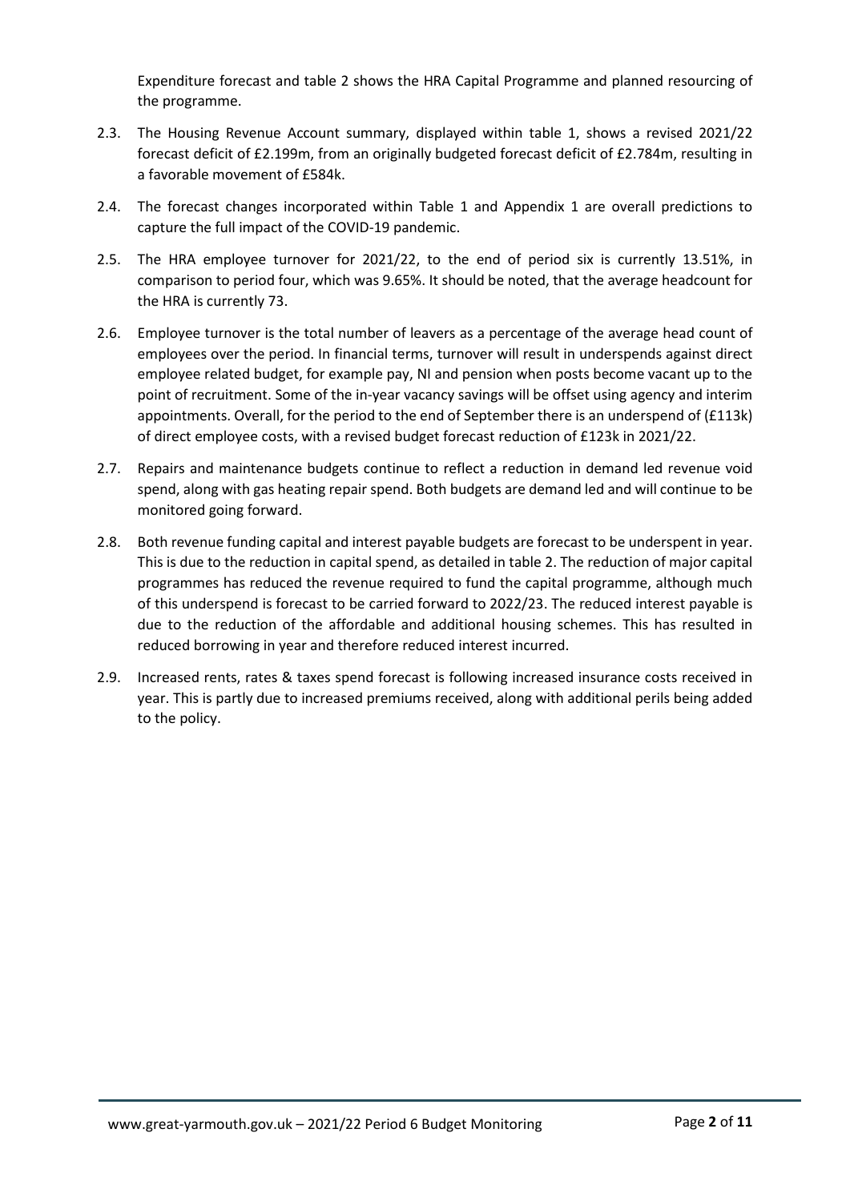Expenditure forecast and table 2 shows the HRA Capital Programme and planned resourcing of the programme.

2.3. The Housing Revenue Account summary, displayed within table 1, shows a revised 2021/22 forecast deficit of £2.199m, from an originally budgeted forecast deficit of £2.784m, resulting in a favorable movement of £584k.

2.4. The forecast changes incorporated within Table 1 and Appendix 1 are overall predictions to capture the full impact of the COVID-19 pandemic.

2.5. The HRA employee turnover for 2021/22, to the end of period six is currently 13.51%, in comparison to period four, which was 9.65%. It should be noted, that the average headcount for the HRA is currently 73.

2.6. Employee turnover is the total number of leavers as a percentage of the average head count of employees over the period. In financial terms, turnover will result in underspends against direct employee related budget, for example pay, NI and pension when posts become vacant up to the point of recruitment. Some of the in-year vacancy savings will be offset using agency and interim appointments. Overall, for the period to the end of September there is an underspend of (£113k) of direct employee costs, with a revised budget forecast reduction of £123k in 2021/22.

2.7. Repairs and maintenance budgets continue to reflect a reduction in demand led revenue void spend, along with gas heating repair spend. Both budgets are demand led and will continue to be monitored going forward.

2.8. Both revenue funding capital and interest payable budgets are forecast to be underspent in year. This is due to the reduction in capital spend, as detailed in table 2. The reduction of major capital programmes has reduced the revenue required to fund the capital programme, although much of this underspend is forecast to be carried forward to 2022/23. The reduced interest payable is due to the reduction of the affordable and additional housing schemes. This has resulted in reduced borrowing in year and therefore reduced interest incurred.

2.9. Increased rents, rates & taxes spend forecast is following increased insurance costs received in year. This is partly due to increased premiums received, along with additional perils being added to the policy.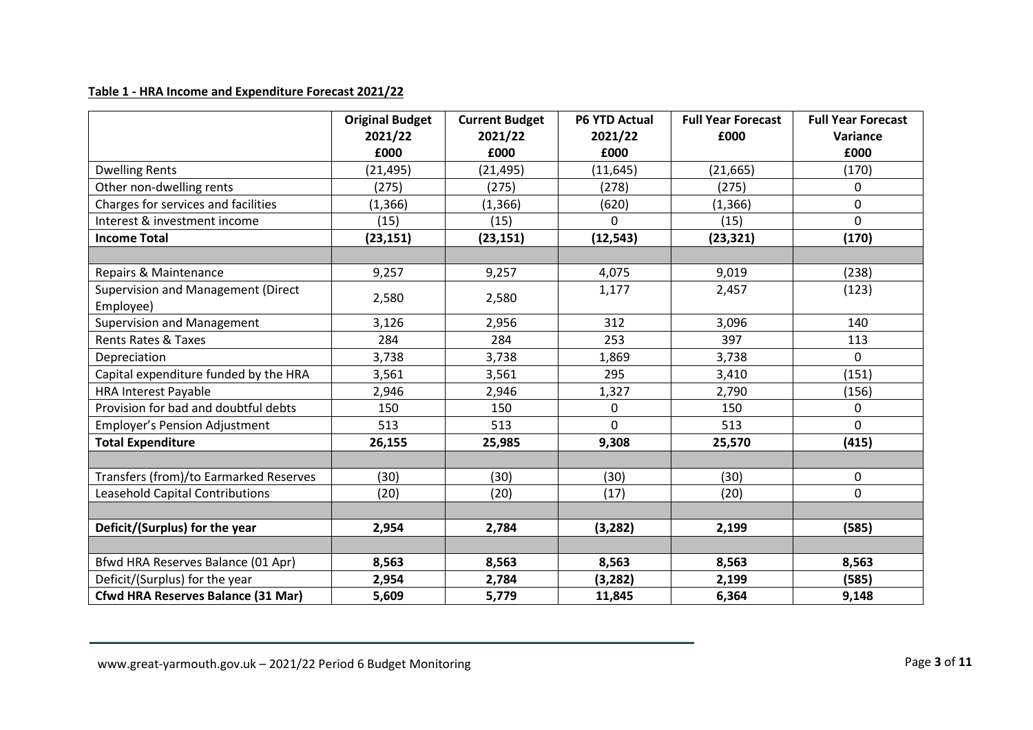**Table 1 - HRA Income and Expenditure Forecast 2021/22**

| | Original Budget 2021/22 £000 | Current Budget 2021/22 £000 | P6 YTD Actual 2021/22 £000 | Full Year Forecast £000 | Full Year Forecast Variance £000 |
|---|---|---|---|---|---|
| Dwelling Rents | (21,495) | (21,495) | (11,645) | (21,665) | (170) |
| Other non-dwelling rents | (275) | (275) | (278) | (275) | 0 |
| Charges for services and facilities | (1,366) | (1,366) | (620) | (1,366) | 0 |
| Interest & investment income | (15) | (15) | 0 | (15) | 0 |
| **Income Total** | **(23,151)** | **(23,151)** | **(12,543)** | **(23,321)** | **(170)** |
| | | | | | |
| Repairs & Maintenance | 9,257 | 9,257 | 4,075 | 9,019 | (238) |
| Supervision and Management (Direct Employee) | 2,580 | 2,580 | 1,177 | 2,457 | (123) |
| Supervision and Management | 3,126 | 2,956 | 312 | 3,096 | 140 |
| Rents Rates & Taxes | 284 | 284 | 253 | 397 | 113 |
| Depreciation | 3,738 | 3,738 | 1,869 | 3,738 | 0 |
| Capital expenditure funded by the HRA | 3,561 | 3,561 | 295 | 3,410 | (151) |
| HRA Interest Payable | 2,946 | 2,946 | 1,327 | 2,790 | (156) |
| Provision for bad and doubtful debts | 150 | 150 | 0 | 150 | 0 |
| Employer's Pension Adjustment | 513 | 513 | 0 | 513 | 0 |
| **Total Expenditure** | **26,155** | **25,985** | **9,308** | **25,570** | **(415)** |
| | | | | | |
| Transfers (from)/to Earmarked Reserves | (30) | (30) | (30) | (30) | 0 |
| Leasehold Capital Contributions | (20) | (20) | (17) | (20) | 0 |
| | | | | | |
| **Deficit/(Surplus) for the year** | **2,954** | **2,784** | **(3,282)** | **2,199** | **(585)** |
| | | | | | |
| Bfwd HRA Reserves Balance (01 Apr) | **8,563** | **8,563** | **8,563** | **8,563** | **8,563** |
| Deficit/(Surplus) for the year | **2,954** | **2,784** | **(3,282)** | **2,199** | **(585)** |
| **Cfwd HRA Reserves Balance (31 Mar)** | **5,609** | **5,779** | **11,845** | **6,364** | **9,148** |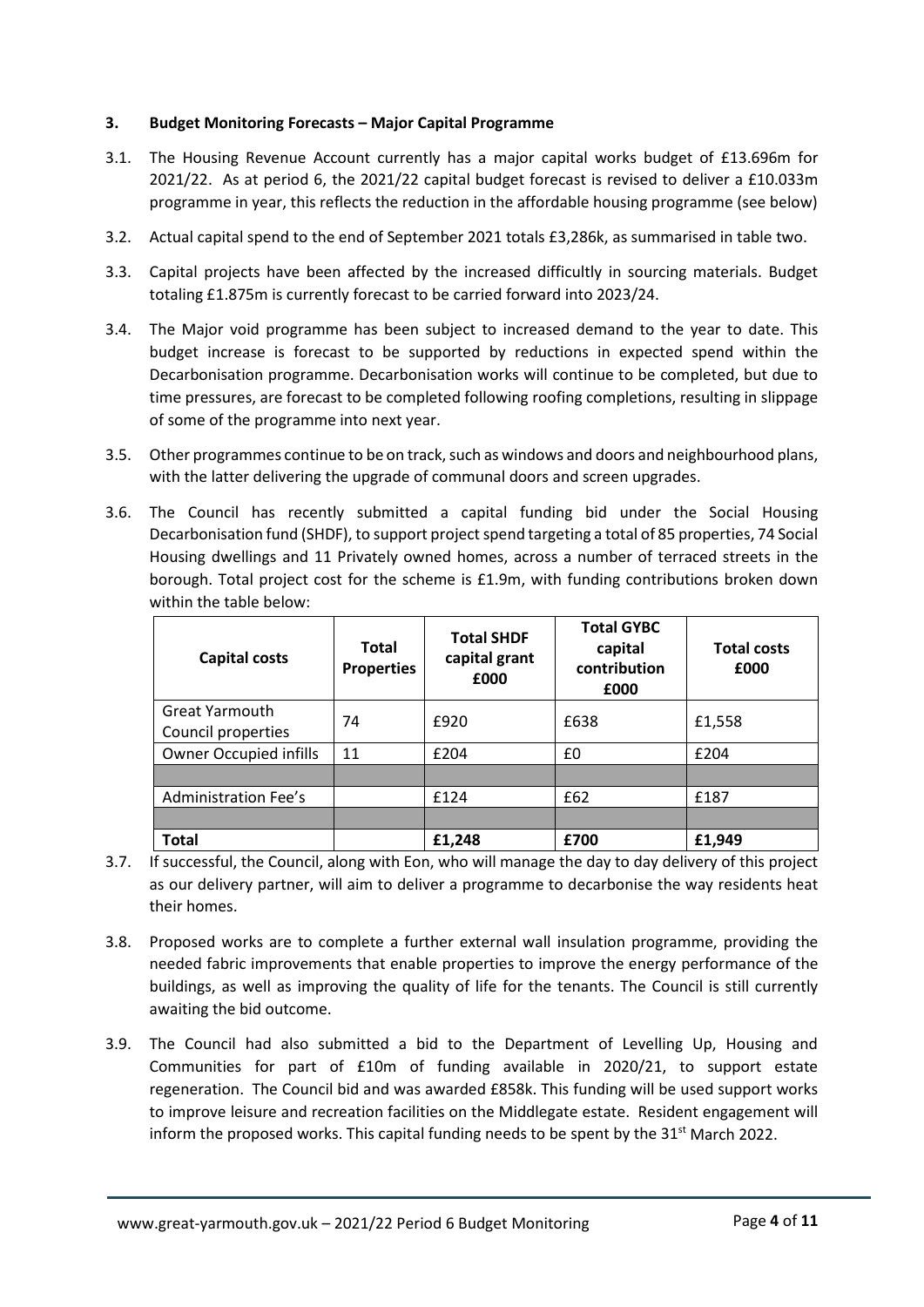### 3. Budget Monitoring Forecasts – Major Capital Programme

3.1. The Housing Revenue Account currently has a major capital works budget of £13.696m for 2021/22. As at period 6, the 2021/22 capital budget forecast is revised to deliver a £10.033m programme in year, this reflects the reduction in the affordable housing programme (see below)

3.2. Actual capital spend to the end of September 2021 totals £3,286k, as summarised in table two.

3.3. Capital projects have been affected by the increased difficultly in sourcing materials. Budget totaling £1.875m is currently forecast to be carried forward into 2023/24.

3.4. The Major void programme has been subject to increased demand to the year to date. This budget increase is forecast to be supported by reductions in expected spend within the Decarbonisation programme. Decarbonisation works will continue to be completed, but due to time pressures, are forecast to be completed following roofing completions, resulting in slippage of some of the programme into next year.

3.5. Other programmes continue to be on track, such as windows and doors and neighbourhood plans, with the latter delivering the upgrade of communal doors and screen upgrades.

3.6. The Council has recently submitted a capital funding bid under the Social Housing Decarbonisation fund (SHDF), to support project spend targeting a total of 85 properties, 74 Social Housing dwellings and 11 Privately owned homes, across a number of terraced streets in the borough. Total project cost for the scheme is £1.9m, with funding contributions broken down within the table below:

| Capital costs | Total Properties | Total SHDF capital grant £000 | Total GYBC capital contribution £000 | Total costs £000 |
|---|---|---|---|---|
| Great Yarmouth Council properties | 74 | £920 | £638 | £1,558 |
| Owner Occupied infills | 11 | £204 | £0 | £204 |
| | | | | |
| Administration Fee's | | £124 | £62 | £187 |
| | | | | |
| **Total** | | **£1,248** | **£700** | **£1,949** |

3.7. If successful, the Council, along with Eon, who will manage the day to day delivery of this project as our delivery partner, will aim to deliver a programme to decarbonise the way residents heat their homes.

3.8. Proposed works are to complete a further external wall insulation programme, providing the needed fabric improvements that enable properties to improve the energy performance of the buildings, as well as improving the quality of life for the tenants. The Council is still currently awaiting the bid outcome.

3.9. The Council had also submitted a bid to the Department of Levelling Up, Housing and Communities for part of £10m of funding available in 2020/21, to support estate regeneration. The Council bid and was awarded £858k. This funding will be used support works to improve leisure and recreation facilities on the Middlegate estate. Resident engagement will inform the proposed works. This capital funding needs to be spent by the 31st March 2022.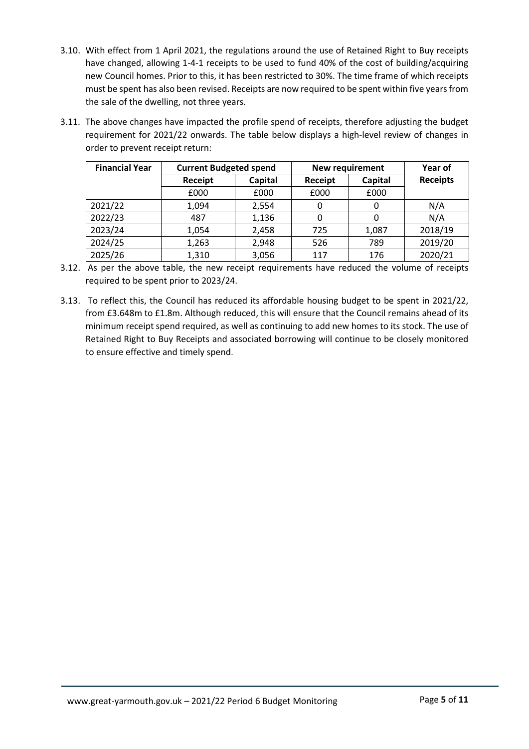3.10. With effect from 1 April 2021, the regulations around the use of Retained Right to Buy receipts have changed, allowing 1-4-1 receipts to be used to fund 40% of the cost of building/acquiring new Council homes. Prior to this, it has been restricted to 30%. The time frame of which receipts must be spent has also been revised. Receipts are now required to be spent within five years from the sale of the dwelling, not three years.

3.11. The above changes have impacted the profile spend of receipts, therefore adjusting the budget requirement for 2021/22 onwards. The table below displays a high-level review of changes in order to prevent receipt return:

| Financial Year | Current Budgeted spend | | New requirement | | Year of Receipts |
|---|---|---|---|---|---|
| | Receipt | Capital | Receipt | Capital | |
| | £000 | £000 | £000 | £000 | |
| 2021/22 | 1,094 | 2,554 | 0 | 0 | N/A |
| 2022/23 | 487 | 1,136 | 0 | 0 | N/A |
| 2023/24 | 1,054 | 2,458 | 725 | 1,087 | 2018/19 |
| 2024/25 | 1,263 | 2,948 | 526 | 789 | 2019/20 |
| 2025/26 | 1,310 | 3,056 | 117 | 176 | 2020/21 |

3.12. As per the above table, the new receipt requirements have reduced the volume of receipts required to be spent prior to 2023/24.

3.13. To reflect this, the Council has reduced its affordable housing budget to be spent in 2021/22, from £3.648m to £1.8m. Although reduced, this will ensure that the Council remains ahead of its minimum receipt spend required, as well as continuing to add new homes to its stock. The use of Retained Right to Buy Receipts and associated borrowing will continue to be closely monitored to ensure effective and timely spend.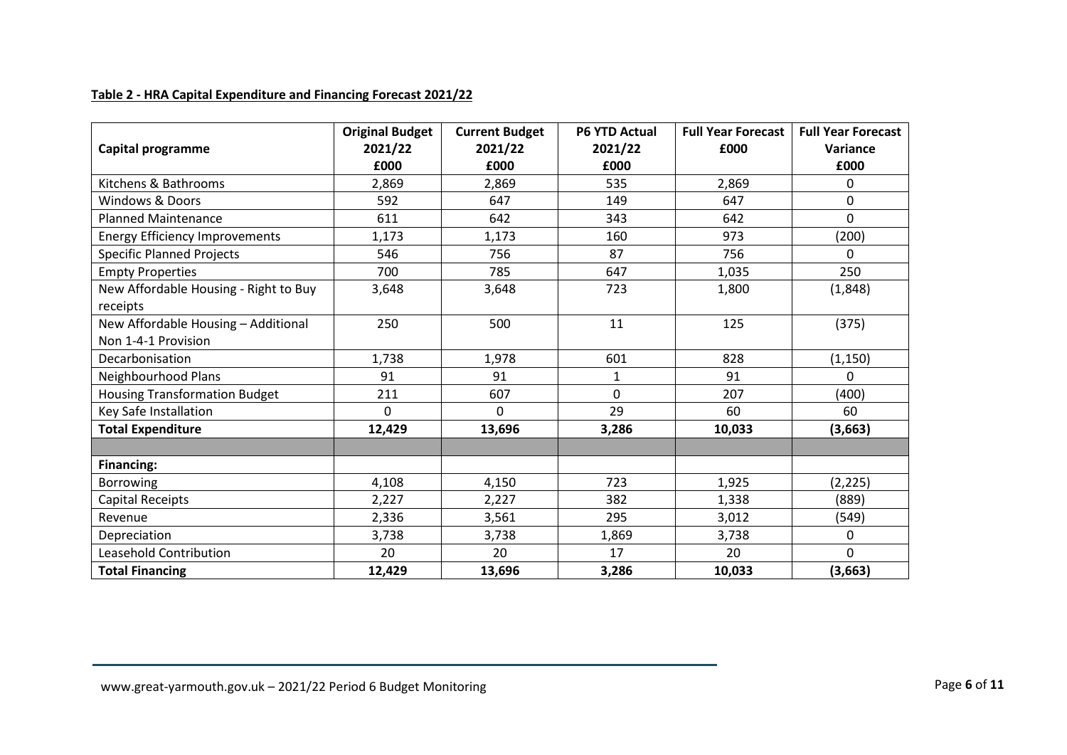**Table 2 - HRA Capital Expenditure and Financing Forecast 2021/22**

| Capital programme | Original Budget 2021/22 £000 | Current Budget 2021/22 £000 | P6 YTD Actual 2021/22 £000 | Full Year Forecast £000 | Full Year Forecast Variance £000 |
|---|---|---|---|---|---|
| Kitchens & Bathrooms | 2,869 | 2,869 | 535 | 2,869 | 0 |
| Windows & Doors | 592 | 647 | 149 | 647 | 0 |
| Planned Maintenance | 611 | 642 | 343 | 642 | 0 |
| Energy Efficiency Improvements | 1,173 | 1,173 | 160 | 973 | (200) |
| Specific Planned Projects | 546 | 756 | 87 | 756 | 0 |
| Empty Properties | 700 | 785 | 647 | 1,035 | 250 |
| New Affordable Housing - Right to Buy receipts | 3,648 | 3,648 | 723 | 1,800 | (1,848) |
| New Affordable Housing – Additional Non 1-4-1 Provision | 250 | 500 | 11 | 125 | (375) |
| Decarbonisation | 1,738 | 1,978 | 601 | 828 | (1,150) |
| Neighbourhood Plans | 91 | 91 | 1 | 91 | 0 |
| Housing Transformation Budget | 211 | 607 | 0 | 207 | (400) |
| Key Safe Installation | 0 | 0 | 29 | 60 | 60 |
| **Total Expenditure** | **12,429** | **13,696** | **3,286** | **10,033** | **(3,663)** |
| | | | | | |
| **Financing:** | | | | | |
| Borrowing | 4,108 | 4,150 | 723 | 1,925 | (2,225) |
| Capital Receipts | 2,227 | 2,227 | 382 | 1,338 | (889) |
| Revenue | 2,336 | 3,561 | 295 | 3,012 | (549) |
| Depreciation | 3,738 | 3,738 | 1,869 | 3,738 | 0 |
| Leasehold Contribution | 20 | 20 | 17 | 20 | 0 |
| **Total Financing** | **12,429** | **13,696** | **3,286** | **10,033** | **(3,663)** |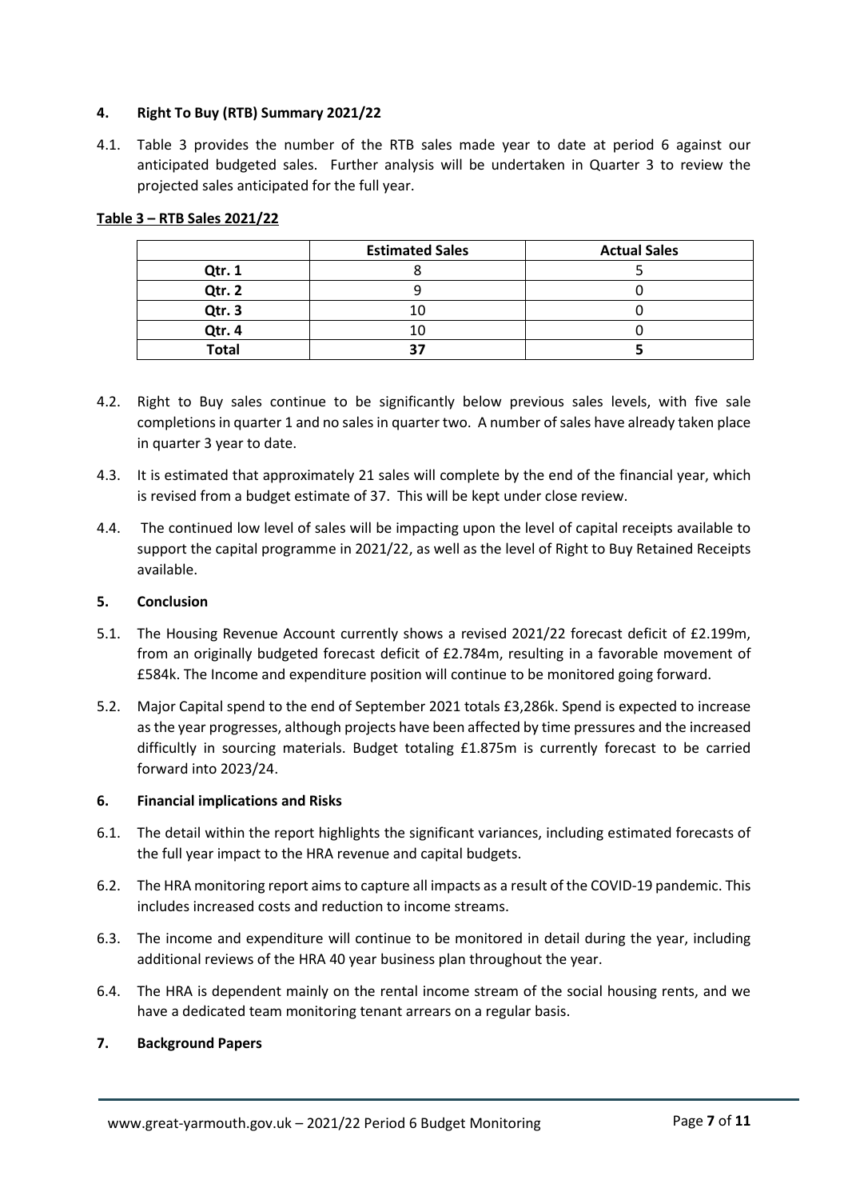## 4. Right To Buy (RTB) Summary 2021/22

4.1. Table 3 provides the number of the RTB sales made year to date at period 6 against our anticipated budgeted sales. Further analysis will be undertaken in Quarter 3 to review the projected sales anticipated for the full year.

**Table 3 – RTB Sales 2021/22**

| | Estimated Sales | Actual Sales |
|---|---|---|
| **Qtr. 1** | 8 | 5 |
| **Qtr. 2** | 9 | 0 |
| **Qtr. 3** | 10 | 0 |
| **Qtr. 4** | 10 | 0 |
| **Total** | **37** | **5** |

4.2. Right to Buy sales continue to be significantly below previous sales levels, with five sale completions in quarter 1 and no sales in quarter two. A number of sales have already taken place in quarter 3 year to date.

4.3. It is estimated that approximately 21 sales will complete by the end of the financial year, which is revised from a budget estimate of 37. This will be kept under close review.

4.4. The continued low level of sales will be impacting upon the level of capital receipts available to support the capital programme in 2021/22, as well as the level of Right to Buy Retained Receipts available.

## 5. Conclusion

5.1. The Housing Revenue Account currently shows a revised 2021/22 forecast deficit of £2.199m, from an originally budgeted forecast deficit of £2.784m, resulting in a favorable movement of £584k. The Income and expenditure position will continue to be monitored going forward.

5.2. Major Capital spend to the end of September 2021 totals £3,286k. Spend is expected to increase as the year progresses, although projects have been affected by time pressures and the increased difficultly in sourcing materials. Budget totaling £1.875m is currently forecast to be carried forward into 2023/24.

## 6. Financial implications and Risks

6.1. The detail within the report highlights the significant variances, including estimated forecasts of the full year impact to the HRA revenue and capital budgets.

6.2. The HRA monitoring report aims to capture all impacts as a result of the COVID-19 pandemic. This includes increased costs and reduction to income streams.

6.3. The income and expenditure will continue to be monitored in detail during the year, including additional reviews of the HRA 40 year business plan throughout the year.

6.4. The HRA is dependent mainly on the rental income stream of the social housing rents, and we have a dedicated team monitoring tenant arrears on a regular basis.

## 7. Background Papers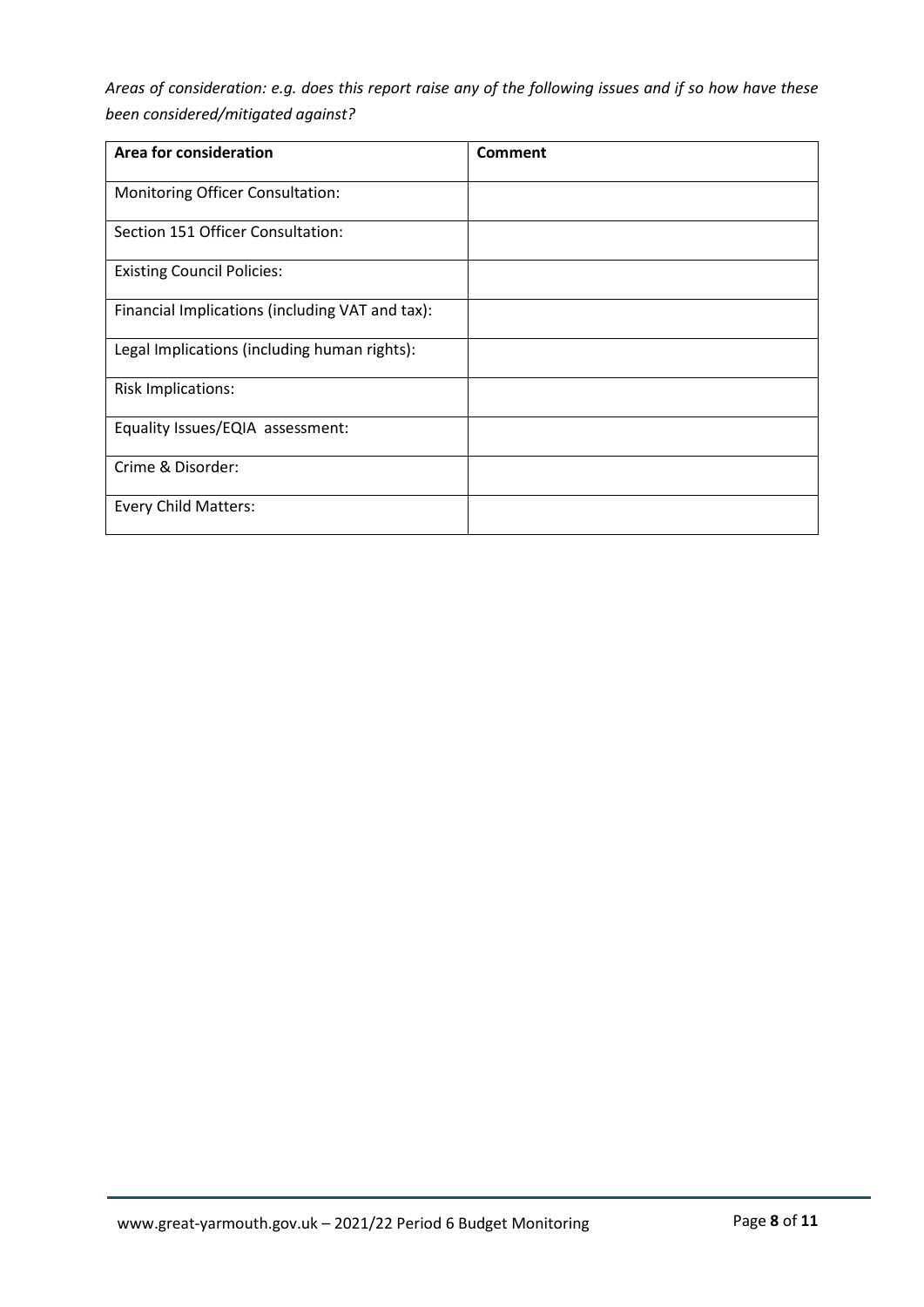*Areas of consideration: e.g. does this report raise any of the following issues and if so how have these been considered/mitigated against?*

| **Area for consideration** | **Comment** |
| --- | --- |
| Monitoring Officer Consultation: | |
| Section 151 Officer Consultation: | |
| Existing Council Policies: | |
| Financial Implications (including VAT and tax): | |
| Legal Implications (including human rights): | |
| Risk Implications: | |
| Equality Issues/EQIA assessment: | |
| Crime & Disorder: | |
| Every Child Matters: | |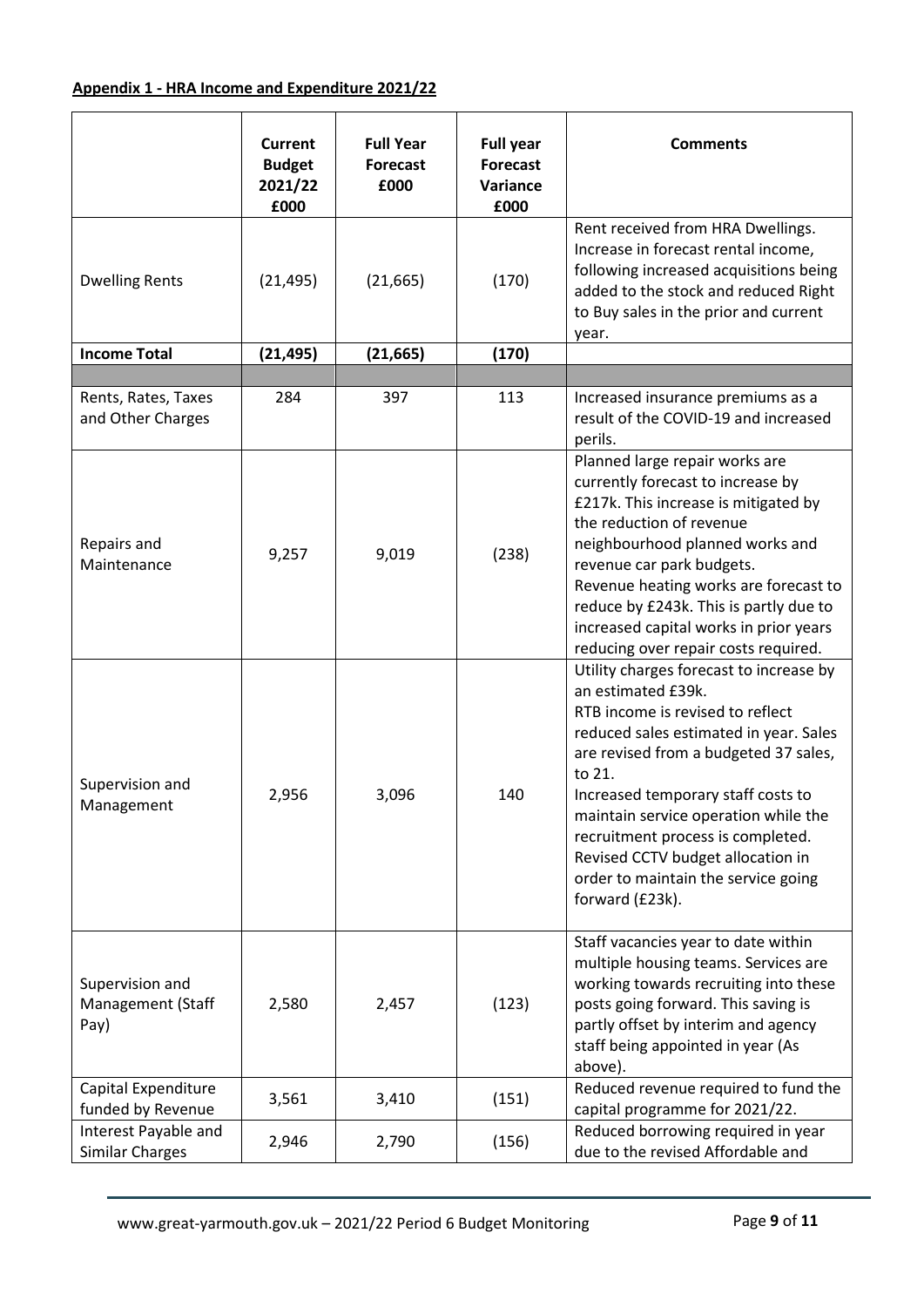**Appendix 1 - HRA Income and Expenditure 2021/22**

| | Current Budget 2021/22 £000 | Full Year Forecast £000 | Full year Forecast Variance £000 | Comments |
|---|---|---|---|---|
| Dwelling Rents | (21,495) | (21,665) | (170) | Rent received from HRA Dwellings. Increase in forecast rental income, following increased acquisitions being added to the stock and reduced Right to Buy sales in the prior and current year. |
| **Income Total** | **(21,495)** | **(21,665)** | **(170)** | |
| | | | | |
| Rents, Rates, Taxes and Other Charges | 284 | 397 | 113 | Increased insurance premiums as a result of the COVID-19 and increased perils. |
| Repairs and Maintenance | 9,257 | 9,019 | (238) | Planned large repair works are currently forecast to increase by £217k. This increase is mitigated by the reduction of revenue neighbourhood planned works and revenue car park budgets. Revenue heating works are forecast to reduce by £243k. This is partly due to increased capital works in prior years reducing over repair costs required. |
| Supervision and Management | 2,956 | 3,096 | 140 | Utility charges forecast to increase by an estimated £39k. RTB income is revised to reflect reduced sales estimated in year. Sales are revised from a budgeted 37 sales, to 21. Increased temporary staff costs to maintain service operation while the recruitment process is completed. Revised CCTV budget allocation in order to maintain the service going forward (£23k). |
| Supervision and Management (Staff Pay) | 2,580 | 2,457 | (123) | Staff vacancies year to date within multiple housing teams. Services are working towards recruiting into these posts going forward. This saving is partly offset by interim and agency staff being appointed in year (As above). |
| Capital Expenditure funded by Revenue | 3,561 | 3,410 | (151) | Reduced revenue required to fund the capital programme for 2021/22. |
| Interest Payable and Similar Charges | 2,946 | 2,790 | (156) | Reduced borrowing required in year due to the revised Affordable and |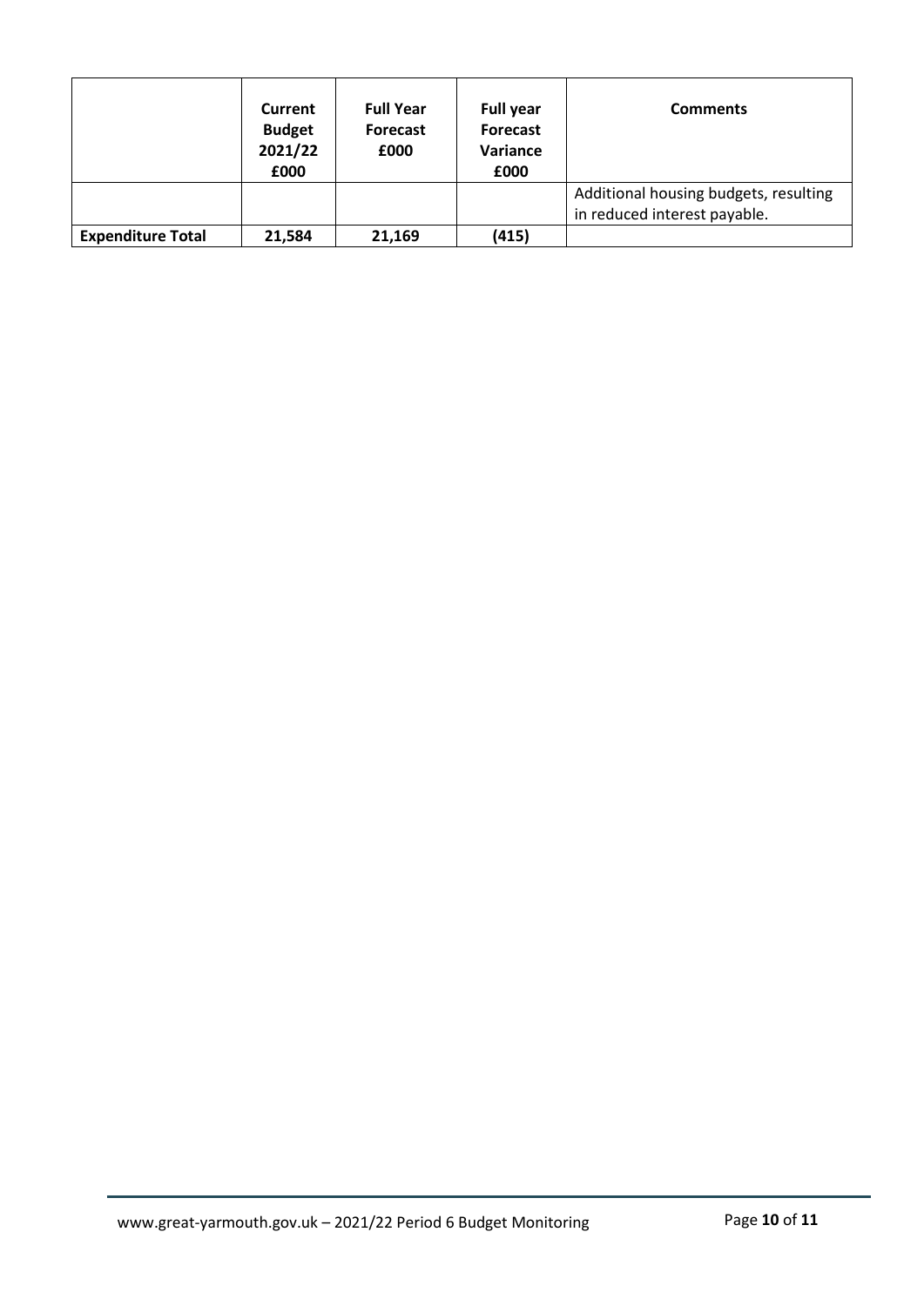| | Current Budget 2021/22 £000 | Full Year Forecast £000 | Full year Forecast Variance £000 | Comments |
|---|---|---|---|---|
| | | | | Additional housing budgets, resulting in reduced interest payable. |
| **Expenditure Total** | **21,584** | **21,169** | **(415)** | |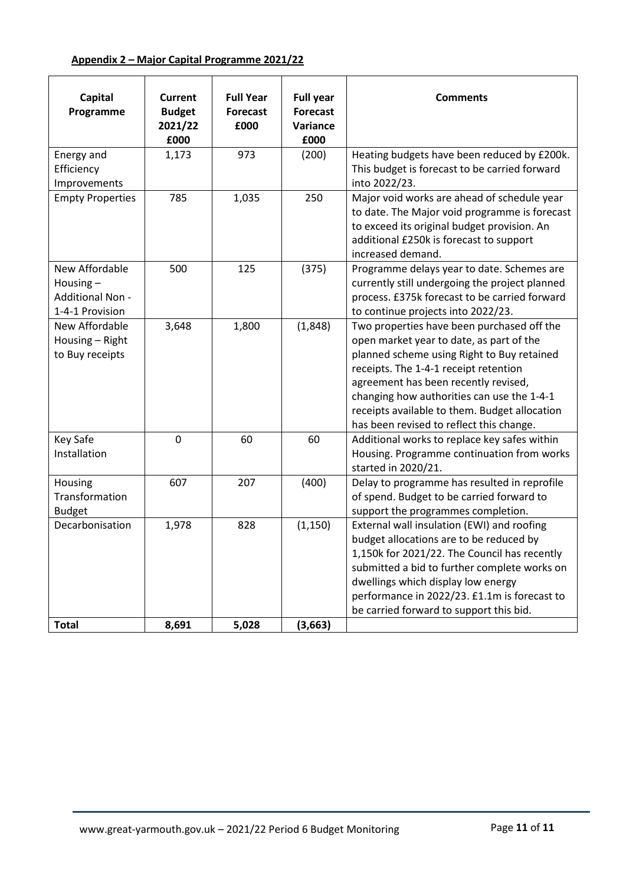**Appendix 2 – Major Capital Programme 2021/22**

| Capital Programme | Current Budget 2021/22 £000 | Full Year Forecast £000 | Full year Forecast Variance £000 | Comments |
|---|---|---|---|---|
| Energy and Efficiency Improvements | 1,173 | 973 | (200) | Heating budgets have been reduced by £200k. This budget is forecast to be carried forward into 2022/23. |
| Empty Properties | 785 | 1,035 | 250 | Major void works are ahead of schedule year to date. The Major void programme is forecast to exceed its original budget provision. An additional £250k is forecast to support increased demand. |
| New Affordable Housing – Additional Non - 1-4-1 Provision | 500 | 125 | (375) | Programme delays year to date. Schemes are currently still undergoing the project planned process. £375k forecast to be carried forward to continue projects into 2022/23. |
| New Affordable Housing – Right to Buy receipts | 3,648 | 1,800 | (1,848) | Two properties have been purchased off the open market year to date, as part of the planned scheme using Right to Buy retained receipts. The 1-4-1 receipt retention agreement has been recently revised, changing how authorities can use the 1-4-1 receipts available to them. Budget allocation has been revised to reflect this change. |
| Key Safe Installation | 0 | 60 | 60 | Additional works to replace key safes within Housing. Programme continuation from works started in 2020/21. |
| Housing Transformation Budget | 607 | 207 | (400) | Delay to programme has resulted in reprofile of spend. Budget to be carried forward to support the programmes completion. |
| Decarbonisation | 1,978 | 828 | (1,150) | External wall insulation (EWI) and roofing budget allocations are to be reduced by 1,150k for 2021/22. The Council has recently submitted a bid to further complete works on dwellings which display low energy performance in 2022/23. £1.1m is forecast to be carried forward to support this bid. |
| **Total** | **8,691** | **5,028** | **(3,663)** | |